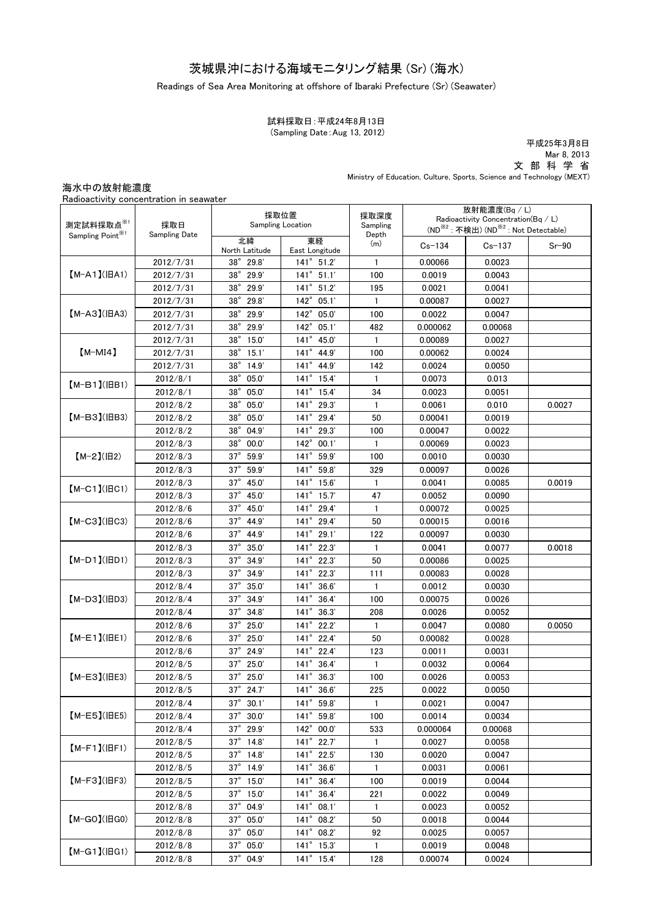# 茨城県沖における海域モニタリング結果（Sr）（海水）

Readings of Sea Area Monitoring at offshore of Ibaraki Prefecture (Sr) (Seawater)

試料採取日：平成24年8月13日
（Sampling Date：Aug 13, 2012）

平成25年3月8日
Mar 8, 2013
文 部 科 学 省
Ministry of Education, Culture, Sports, Science and Technology (MEXT)

海水中の放射能濃度
Radioactivity concentration in seawater

| 測定試料採取点※1 Sampling Point※1 | 採取日 Sampling Date | 採取位置 Sampling Location | | 採取深度 Sampling Depth (m) | 放射能濃度(Bq / L) Radioactivity Concentration(Bq / L) (ND※2：不検出) (ND※2：Not Detectable) | | |
|---|---|---|---|---|---|---|---|
| | | 北緯 North Latitude | 東経 East Longitude | | Cs-134 | Cs-137 | Sr-90 |
| 【M-A1】(旧A1) | 2012/7/31 | 38° 29.8' | 141° 51.2' | 1 | 0.00066 | 0.0023 | |
| | 2012/7/31 | 38° 29.9' | 141° 51.1' | 100 | 0.0019 | 0.0043 | |
| | 2012/7/31 | 38° 29.9' | 141° 51.2' | 195 | 0.0021 | 0.0041 | |
| 【M-A3】(旧A3) | 2012/7/31 | 38° 29.8' | 142° 05.1' | 1 | 0.00087 | 0.0027 | |
| | 2012/7/31 | 38° 29.9' | 142° 05.0' | 100 | 0.0022 | 0.0047 | |
| | 2012/7/31 | 38° 29.9' | 142° 05.1' | 482 | 0.000062 | 0.00068 | |
| 【M-MI4】 | 2012/7/31 | 38° 15.0' | 141° 45.0' | 1 | 0.00089 | 0.0027 | |
| | 2012/7/31 | 38° 15.1' | 141° 44.9' | 100 | 0.00062 | 0.0024 | |
| | 2012/7/31 | 38° 14.9' | 141° 44.9' | 142 | 0.0024 | 0.0050 | |
| 【M-B1】(旧B1) | 2012/8/1 | 38° 05.0' | 141° 15.4' | 1 | 0.0073 | 0.013 | |
| | 2012/8/1 | 38° 05.0' | 141° 15.4' | 34 | 0.0023 | 0.0051 | |
| 【M-B3】(旧B3) | 2012/8/2 | 38° 05.0' | 141° 29.3' | 1 | 0.0061 | 0.010 | 0.0027 |
| | 2012/8/2 | 38° 05.0' | 141° 29.4' | 50 | 0.00041 | 0.0019 | |
| | 2012/8/2 | 38° 04.9' | 141° 29.3' | 100 | 0.00047 | 0.0022 | |
| 【M-2】(旧2) | 2012/8/3 | 38° 00.0' | 142° 00.1' | 1 | 0.00069 | 0.0023 | |
| | 2012/8/3 | 37° 59.9' | 141° 59.9' | 100 | 0.0010 | 0.0030 | |
| | 2012/8/3 | 37° 59.9' | 141° 59.8' | 329 | 0.00097 | 0.0026 | |
| 【M-C1】(旧C1) | 2012/8/3 | 37° 45.0' | 141° 15.6' | 1 | 0.0041 | 0.0085 | 0.0019 |
| | 2012/8/3 | 37° 45.0' | 141° 15.7' | 47 | 0.0052 | 0.0090 | |
| 【M-C3】(旧C3) | 2012/8/6 | 37° 45.0' | 141° 29.4' | 1 | 0.00072 | 0.0025 | |
| | 2012/8/6 | 37° 44.9' | 141° 29.4' | 50 | 0.00015 | 0.0016 | |
| | 2012/8/6 | 37° 44.9' | 141° 29.1' | 122 | 0.00097 | 0.0030 | |
| 【M-D1】(旧D1) | 2012/8/3 | 37° 35.0' | 141° 22.3' | 1 | 0.0041 | 0.0077 | 0.0018 |
| | 2012/8/3 | 37° 34.9' | 141° 22.3' | 50 | 0.00086 | 0.0025 | |
| | 2012/8/3 | 37° 34.9' | 141° 22.3' | 111 | 0.00083 | 0.0028 | |
| 【M-D3】(旧D3) | 2012/8/4 | 37° 35.0' | 141° 36.6' | 1 | 0.0012 | 0.0030 | |
| | 2012/8/4 | 37° 34.9' | 141° 36.4' | 100 | 0.00075 | 0.0026 | |
| | 2012/8/4 | 37° 34.8' | 141° 36.3' | 208 | 0.0026 | 0.0052 | |
| 【M-E1】(旧E1) | 2012/8/6 | 37° 25.0' | 141° 22.2' | 1 | 0.0047 | 0.0080 | 0.0050 |
| | 2012/8/6 | 37° 25.0' | 141° 22.4' | 50 | 0.00082 | 0.0028 | |
| | 2012/8/6 | 37° 24.9' | 141° 22.4' | 123 | 0.0011 | 0.0031 | |
| 【M-E3】(旧E3) | 2012/8/5 | 37° 25.0' | 141° 36.4' | 1 | 0.0032 | 0.0064 | |
| | 2012/8/5 | 37° 25.0' | 141° 36.3' | 100 | 0.0026 | 0.0053 | |
| | 2012/8/5 | 37° 24.7' | 141° 36.6' | 225 | 0.0022 | 0.0050 | |
| 【M-E5】(旧E5) | 2012/8/4 | 37° 30.1' | 141° 59.8' | 1 | 0.0021 | 0.0047 | |
| | 2012/8/4 | 37° 30.0' | 141° 59.8' | 100 | 0.0014 | 0.0034 | |
| | 2012/8/4 | 37° 29.9' | 142° 00.0' | 533 | 0.000064 | 0.00068 | |
| 【M-F1】(旧F1) | 2012/8/5 | 37° 14.8' | 141° 22.7' | 1 | 0.0027 | 0.0058 | |
| | 2012/8/5 | 37° 14.8' | 141° 22.5' | 130 | 0.0020 | 0.0047 | |
| 【M-F3】(旧F3) | 2012/8/5 | 37° 14.9' | 141° 36.6' | 1 | 0.0031 | 0.0061 | |
| | 2012/8/5 | 37° 15.0' | 141° 36.4' | 100 | 0.0019 | 0.0044 | |
| | 2012/8/5 | 37° 15.0' | 141° 36.4' | 221 | 0.0022 | 0.0049 | |
| 【M-G0】(旧G0) | 2012/8/8 | 37° 04.9' | 141° 08.1' | 1 | 0.0023 | 0.0052 | |
| | 2012/8/8 | 37° 05.0' | 141° 08.2' | 50 | 0.0018 | 0.0044 | |
| | 2012/8/8 | 37° 05.0' | 141° 08.2' | 92 | 0.0025 | 0.0057 | |
| 【M-G1】(旧G1) | 2012/8/8 | 37° 05.0' | 141° 15.3' | 1 | 0.0019 | 0.0048 | |
| | 2012/8/8 | 37° 04.9' | 141° 15.4' | 128 | 0.00074 | 0.0024 | |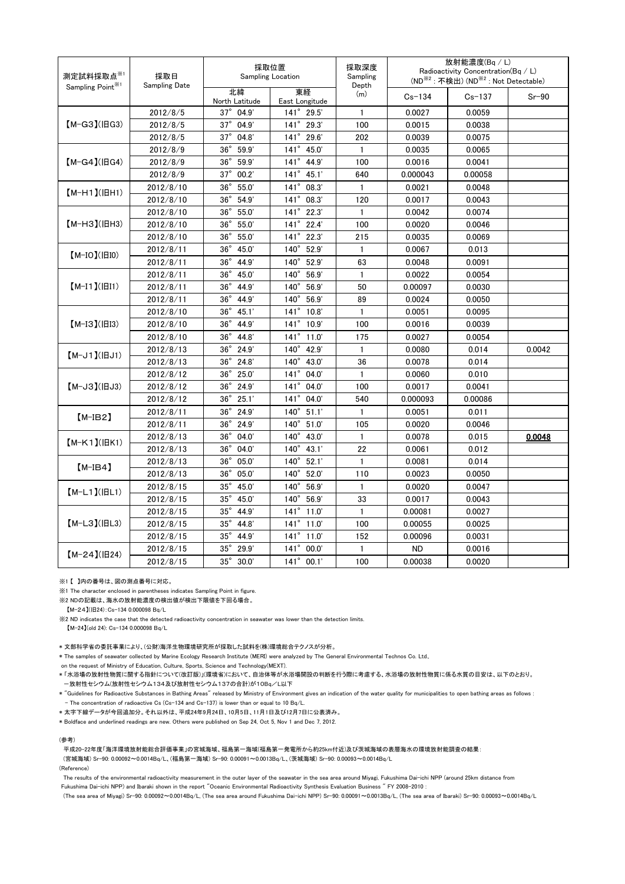| 測定試料採取点[※1] Sampling Point[※1] | 採取日 Sampling Date | 採取位置 Sampling Location | | 採取深度 Sampling Depth (m) | 放射能濃度(Bq / L) Radioactivity Concentration(Bq / L) (ND[※2] : 不検出) (ND[※2] : Not Detectable) | | |
|---|---|---|---|---|---|---|---|
| | | 北緯 North Latitude | 東経 East Longitude | | Cs-134 | Cs-137 | Sr-90 |
| 【M-G3】(旧G3) | 2012/8/5 | 37° 04.9' | 141° 29.5' | 1 | 0.0027 | 0.0059 | |
| | 2012/8/5 | 37° 04.9' | 141° 29.3' | 100 | 0.0015 | 0.0038 | |
| | 2012/8/5 | 37° 04.8' | 141° 29.6' | 202 | 0.0039 | 0.0075 | |
| 【M-G4】(旧G4) | 2012/8/9 | 36° 59.9' | 141° 45.0' | 1 | 0.0035 | 0.0065 | |
| | 2012/8/9 | 36° 59.9' | 141° 44.9' | 100 | 0.0016 | 0.0041 | |
| | 2012/8/9 | 37° 00.2' | 141° 45.1' | 640 | 0.000043 | 0.00058 | |
| 【M-H1】(旧H1) | 2012/8/10 | 36° 55.0' | 141° 08.3' | 1 | 0.0021 | 0.0048 | |
| | 2012/8/10 | 36° 54.9' | 141° 08.3' | 120 | 0.0017 | 0.0043 | |
| 【M-H3】(旧H3) | 2012/8/10 | 36° 55.0' | 141° 22.3' | 1 | 0.0042 | 0.0074 | |
| | 2012/8/10 | 36° 55.0' | 141° 22.4' | 100 | 0.0020 | 0.0046 | |
| | 2012/8/10 | 36° 55.0' | 141° 22.3' | 215 | 0.0035 | 0.0069 | |
| 【M-I0】(旧I0) | 2012/8/11 | 36° 45.0' | 140° 52.9' | 1 | 0.0067 | 0.013 | |
| | 2012/8/11 | 36° 44.9' | 140° 52.9' | 63 | 0.0048 | 0.0091 | |
| 【M-I1】(旧I1) | 2012/8/11 | 36° 45.0' | 140° 56.9' | 1 | 0.0022 | 0.0054 | |
| | 2012/8/11 | 36° 44.9' | 140° 56.9' | 50 | 0.00097 | 0.0030 | |
| | 2012/8/11 | 36° 44.9' | 140° 56.9' | 89 | 0.0024 | 0.0050 | |
| 【M-I3】(旧I3) | 2012/8/10 | 36° 45.1' | 141° 10.8' | 1 | 0.0051 | 0.0095 | |
| | 2012/8/10 | 36° 44.9' | 141° 10.9' | 100 | 0.0016 | 0.0039 | |
| | 2012/8/10 | 36° 44.8' | 141° 11.0' | 175 | 0.0027 | 0.0054 | |
| 【M-J1】(旧J1) | 2012/8/13 | 36° 24.9' | 140° 42.9' | 1 | 0.0080 | 0.014 | 0.0042 |
| | 2012/8/13 | 36° 24.8' | 140° 43.0' | 36 | 0.0078 | 0.014 | |
| 【M-J3】(旧J3) | 2012/8/12 | 36° 25.0' | 141° 04.0' | 1 | 0.0060 | 0.010 | |
| | 2012/8/12 | 36° 24.9' | 141° 04.0' | 100 | 0.0017 | 0.0041 | |
| | 2012/8/12 | 36° 25.1' | 141° 04.0' | 540 | 0.000093 | 0.00086 | |
| 【M-IB2】 | 2012/8/11 | 36° 24.9' | 140° 51.1' | 1 | 0.0051 | 0.011 | |
| | 2012/8/11 | 36° 24.9' | 140° 51.0' | 105 | 0.0020 | 0.0046 | |
| 【M-K1】(旧K1) | 2012/8/13 | 36° 04.0' | 140° 43.0' | 1 | 0.0078 | 0.015 | **<u>0.0048</u>** |
| | 2012/8/13 | 36° 04.0' | 140° 43.1' | 22 | 0.0061 | 0.012 | |
| 【M-IB4】 | 2012/8/13 | 36° 05.0' | 140° 52.1' | 1 | 0.0081 | 0.014 | |
| | 2012/8/13 | 36° 05.0' | 140° 52.0' | 110 | 0.0023 | 0.0050 | |
| 【M-L1】(旧L1) | 2012/8/15 | 35° 45.0' | 140° 56.9' | 1 | 0.0020 | 0.0047 | |
| | 2012/8/15 | 35° 45.0' | 140° 56.9' | 33 | 0.0017 | 0.0043 | |
| 【M-L3】(旧L3) | 2012/8/15 | 35° 44.9' | 141° 11.0' | 1 | 0.00081 | 0.0027 | |
| | 2012/8/15 | 35° 44.8' | 141° 11.0' | 100 | 0.00055 | 0.0025 | |
| | 2012/8/15 | 35° 44.9' | 141° 11.0' | 152 | 0.00096 | 0.0031 | |
| 【M-24】(旧24) | 2012/8/15 | 35° 29.9' | 141° 00.0' | 1 | ND | 0.0016 | |
| | 2012/8/15 | 35° 30.0' | 141° 00.1' | 100 | 0.00038 | 0.0020 | |

※1【 】内の番号は、図の測点番号に対応。

※1 The character enclosed in parentheses indicates Sampling Point in figure.

※2 NDの記載は、海水の放射能濃度の検出値が検出下限値を下回る場合。

【M-24】(旧24)：Cs-134 0.000098 Bq/L

※2 ND indicates the case that the detected radioactivity concentration in seawater was lower than the detection limits.

【M-24】(old 24): Cs-134 0.000098 Bq/L

＊文部科学省の委託事業により、(公財)海洋生物環境研究所が採取した試料を(株)環境総合テクノスが分析。

＊The samples of seawater collected by Marine Ecology Research Institute (MERI) were analyzed by The General Environmental Technos Co. Ltd., on the request of Ministry of Education, Culture, Sports, Science and Technology(MEXT).

＊「水浴場の放射性物質に関する指針について(改訂版)」(環境省)において、自治体等が水浴場開設の判断を行う際に考慮する、水浴場の放射性物質に係る水質の目安は、以下のとおり。
　－放射性セシウム(放射性セシウム134及び放射性セシウム137の合計)が10Bq／L以下

＊"Guidelines for Radioactive Substances in Bathing Areas" released by Ministry of Environment gives an indication of the water quality for municipalities to open bathing areas as follows :
　－ The concentration of radioactive Cs (Cs-134 and Cs-137) is lower than or equal to 10 Bq/L.

＊太字下線データが今回追加分。それ以外は、平成24年9月24日、10月5日、11月1日及び12月7日に公表済み。

＊Boldface and underlined readings are new. Others were published on Sep 24, Oct 5, Nov 1 and Dec 7, 2012.

(参考)

平成20-22年度「海洋環境放射能総合評価事業」の宮城海域、福島第一海域(福島第一発電所から約25km付近)及び茨城海域の表層海水の環境放射能調査の結果：
(宮城海域) Sr-90: 0.00092～0.0014Bq/L、(福島第一海域) Sr-90: 0.00091～0.0013Bq/L、(茨城海域) Sr-90: 0.00093～0.0014Bq/L

(Reference)

The results of the environmental radioactivity measurement in the outer layer of the seawater in the sea area around Miyagi, Fukushima Dai-ichi NPP (around 25km distance from Fukushima Dai-ichi NPP) and Ibaraki shown in the report "Oceanic Environmental Radioactivity Synthesis Evaluation Business " FY 2008-2010 :
(The sea area of Miyagi) Sr-90: 0.00092～0.0014Bq/L, (The sea area around Fukushima Dai-ichi NPP) Sr-90: 0.00091～0.0013Bq/L, (The sea area of Ibaraki) Sr-90: 0.00093～0.0014Bq/L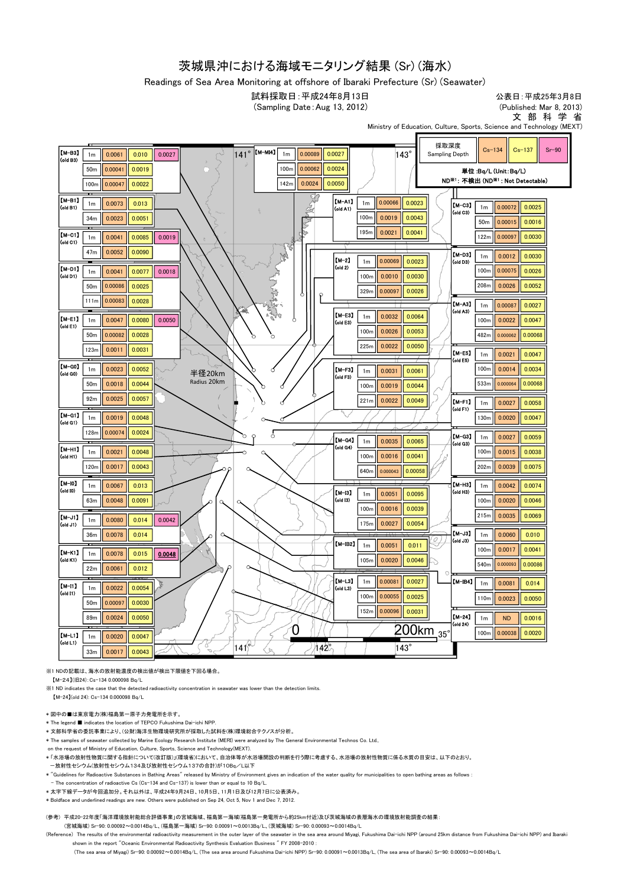# 茨城県沖における海域モニタリング結果（Sr）（海水）

Readings of Sea Area Monitoring at offshore of Ibaraki Prefecture (Sr) (Seawater)

試料採取日：平成24年8月13日
(Sampling Date：Aug 13, 2012)

公表日：平成25年3月8日
(Published: Mar 8, 2013)
文 部 科 学 省
Ministry of Education, Culture, Sports, Science and Technology (MEXT)

単位：Bq/L (Unit：Bq/L)
ND※1：不検出 (ND※1 : Not Detectable)

| 地点 | 採取深度 Sampling Depth | Cs-134 | Cs-137 | Sr-90 |
|---|---|---|---|---|
| 【M-B3】(old B3) | 1m | 0.0061 | 0.010 | 0.0027 |
| | 50m | 0.00041 | 0.0019 | |
| | 100m | 0.00047 | 0.0022 | |
| 【M-MI4】 | 1m | 0.00089 | 0.0027 | |
| | 100m | 0.00062 | 0.0024 | |
| | 142m | 0.0024 | 0.0050 | |
| 【M-B1】(old B1) | 1m | 0.0073 | 0.013 | |
| | 34m | 0.0023 | 0.0051 | |
| 【M-C1】(old C1) | 1m | 0.0041 | 0.0085 | 0.0019 |
| | 47m | 0.0052 | 0.0090 | |
| 【M-D1】(old D1) | 1m | 0.0041 | 0.0077 | 0.0018 |
| | 50m | 0.00086 | 0.0025 | |
| | 111m | 0.00083 | 0.0028 | |
| 【M-E1】(old E1) | 1m | 0.0047 | 0.0080 | 0.0050 |
| | 50m | 0.00082 | 0.0028 | |
| | 123m | 0.0011 | 0.0031 | |
| 【M-G0】(old G0) | 1m | 0.0023 | 0.0052 | |
| | 50m | 0.0018 | 0.0044 | |
| | 92m | 0.0025 | 0.0057 | |
| 【M-G1】(old G1) | 1m | 0.0019 | 0.0048 | |
| | 128m | 0.00074 | 0.0024 | |
| 【M-H1】(old H1) | 1m | 0.0021 | 0.0048 | |
| | 120m | 0.0017 | 0.0043 | |
| 【M-I0】(old I0) | 1m | 0.0067 | 0.013 | |
| | 63m | 0.0048 | 0.0091 | |
| 【M-J1】(old J1) | 1m | 0.0080 | 0.014 | 0.0042 |
| | 36m | 0.0078 | 0.014 | |
| 【M-K1】(old K1) | 1m | 0.0078 | 0.015 | **<u>0.0048</u>** |
| | 22m | 0.0061 | 0.012 | |
| 【M-I1】(old I1) | 1m | 0.0022 | 0.0054 | |
| | 50m | 0.00097 | 0.0030 | |
| | 89m | 0.0024 | 0.0050 | |
| 【M-L1】(old L1) | 1m | 0.0020 | 0.0047 | |
| | 33m | 0.0017 | 0.0043 | |
| 【M-A1】(old A1) | 1m | 0.00066 | 0.0023 | |
| | 100m | 0.0019 | 0.0043 | |
| | 195m | 0.0021 | 0.0041 | |
| 【M-2】(old 2) | 1m | 0.00069 | 0.0023 | |
| | 100m | 0.0010 | 0.0030 | |
| | 329m | 0.00097 | 0.0026 | |
| 【M-E3】(old E3) | 1m | 0.0032 | 0.0064 | |
| | 100m | 0.0026 | 0.0053 | |
| | 225m | 0.0022 | 0.0050 | |
| 【M-F3】(old F3) | 1m | 0.0031 | 0.0061 | |
| | 100m | 0.0019 | 0.0044 | |
| | 221m | 0.0022 | 0.0049 | |
| 【M-G4】(old G4) | 1m | 0.0035 | 0.0065 | |
| | 100m | 0.0016 | 0.0041 | |
| | 640m | 0.000043 | 0.00058 | |
| 【M-I3】(old I3) | 1m | 0.0051 | 0.0095 | |
| | 100m | 0.0016 | 0.0039 | |
| | 175m | 0.0027 | 0.0054 | |
| 【M-IB2】 | 1m | 0.0051 | 0.011 | |
| | 105m | 0.0020 | 0.0046 | |
| 【M-L3】(old L3) | 1m | 0.00081 | 0.0027 | |
| | 100m | 0.00055 | 0.0025 | |
| | 152m | 0.00096 | 0.0031 | |
| 【M-C3】(old C3) | 1m | 0.00072 | 0.0025 | |
| | 50m | 0.00015 | 0.0016 | |
| | 122m | 0.00097 | 0.0030 | |
| 【M-D3】(old D3) | 1m | 0.0012 | 0.0030 | |
| | 100m | 0.00075 | 0.0026 | |
| | 208m | 0.0026 | 0.0052 | |
| 【M-A3】(old A3) | 1m | 0.00087 | 0.0027 | |
| | 100m | 0.0022 | 0.0047 | |
| | 482m | 0.000062 | 0.00068 | |
| 【M-E5】(old E5) | 1m | 0.0021 | 0.0047 | |
| | 100m | 0.0014 | 0.0034 | |
| | 533m | 0.000064 | 0.00068 | |
| 【M-F1】(old F1) | 1m | 0.0027 | 0.0058 | |
| | 130m | 0.0020 | 0.0047 | |
| 【M-G3】(old G3) | 1m | 0.0027 | 0.0059 | |
| | 100m | 0.0015 | 0.0038 | |
| | 202m | 0.0039 | 0.0075 | |
| 【M-H3】(old H3) | 1m | 0.0042 | 0.0074 | |
| | 100m | 0.0020 | 0.0046 | |
| | 215m | 0.0035 | 0.0069 | |
| 【M-J3】(old J3) | 1m | 0.0060 | 0.010 | |
| | 100m | 0.0017 | 0.0041 | |
| | 540m | 0.000093 | 0.00086 | |
| 【M-IB4】 | 1m | 0.0081 | 0.014 | |
| | 110m | 0.0023 | 0.0050 | |
| 【M-24】(old 24) | 1m | ND | 0.0016 | |
| | 100m | 0.00038 | 0.0020 | |

半径20km
Radius 20km

141°
142°
143°
35°
0
200km

※1 NDの記載は、海水の放射能濃度の検出値が検出下限値を下回る場合。
【M-24】(旧24)：Cs-134 0.000098 Bq/L
※1 ND indicates the case that the detected radioactivity concentration in seawater was lower than the detection limits.
【M-24】(old 24)：Cs-134 0.000098 Bq/L

* 図中の■は東京電力(株)福島第一原子力発電所を示す。
* The legend ■ indicates the location of TEPCO Fukushima Dai-ichi NPP.
* 文部科学省の委託事業により、(公財)海洋生物環境研究所が採取した試料を(株)環境総合テクノスが分析。
* The samples of seawater collected by Marine Ecology Research Institute (MERI) were analyzed by The General Environmental Technos Co. Ltd., on the request of Ministry of Education, Culture, Sports, Science and Technology(MEXT).
* 「水浴場の放射性物質に関する指針について(改訂版)」(環境省)において、自治体等が水浴場開設の判断を行う際に考慮する、水浴場の放射性物質に係る水質の目安は、以下のとおり。
 －放射性セシウム(放射性セシウム134及び放射性セシウム137の合計)が10Bq／L以下
* "Guidelines for Radioactive Substances in Bathing Areas" released by Ministry of Environment gives an indication of the water quality for municipalities to open bathing areas as follows :
 － The concentration of radioactive Cs (Cs-134 and Cs-137) is lower than or equal to 10 Bq/L.
* 太字下線データが今回追加分。それ以外は、平成24年9月24日、10月5日、11月1日及び12月7日に公表済み。
* Boldface and underlined readings are new. Others were published on Sep 24, Oct 5, Nov 1 and Dec 7, 2012.

(参考) 平成20-22年度「海洋環境放射能総合評価事業」の宮城海域、福島第一海域(福島第一発電所から約25km付近)及び茨城海域の表層海水の環境放射能調査の結果：
(宮城海域) Sr-90: 0.00092～0.0014Bq/L、(福島第一海域) Sr-90: 0.00091～0.0013Bq/L、(茨城海域) Sr-90: 0.00093～0.0014Bq/L

(Reference) The results of the environmental radioactivity measurement in the outer layer of the seawater in the sea area around Miyagi, Fukushima Dai-ichi NPP (around 25km distance from Fukushima Dai-ichi NPP) and Ibaraki shown in the report "Oceanic Environmental Radioactivity Synthesis Evaluation Business " FY 2008-2010 :
(The sea area of Miyagi) Sr-90: 0.00092～0.0014Bq/L, (The sea area around Fukushima Dai-ichi NPP) Sr-90: 0.00091～0.0013Bq/L, (The sea area of Ibaraki) Sr-90: 0.00093～0.0014Bq/L